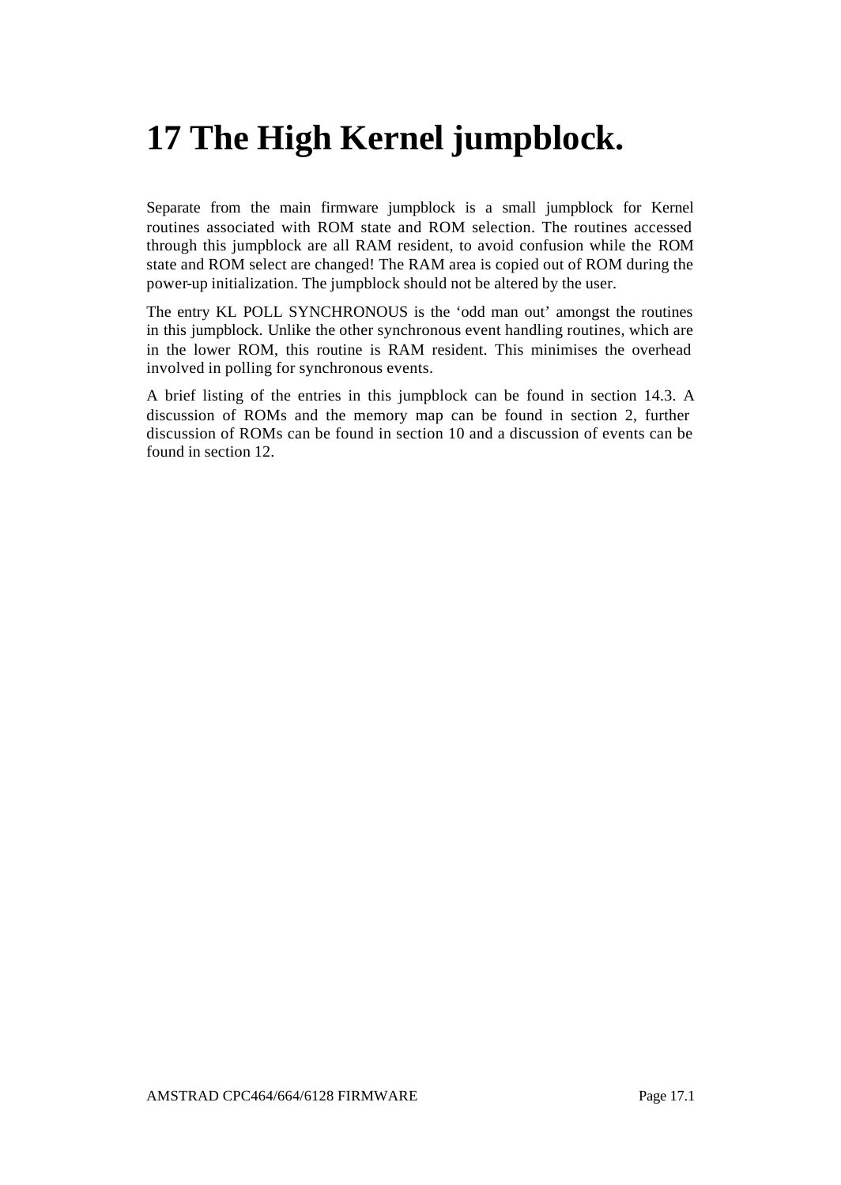# 17 The High Kernel jumpblock.

Separate from the main firmware jumpblock is a small jumpblock for Kernel routines associated with ROM state and ROM selection. The routines accessed through this jumpblock are all RAM resident, to avoid confusion while the ROM state and ROM select are changed! The RAM area is copied out of ROM during the power-up initialization. The jumpblock should not be altered by the user.

The entry KL POLL SYNCHRONOUS is the 'odd man out' amongst the routines in this jumpblock. Unlike the other synchronous event handling routines, which are in the lower ROM, this routine is RAM resident. This minimises the overhead involved in polling for synchronous events.

A brief listing of the entries in this jumpblock can be found in section 14.3. A discussion of ROMs and the memory map can be found in section 2, further discussion of ROMs can be found in section 10 and a discussion of events can be found in section 12.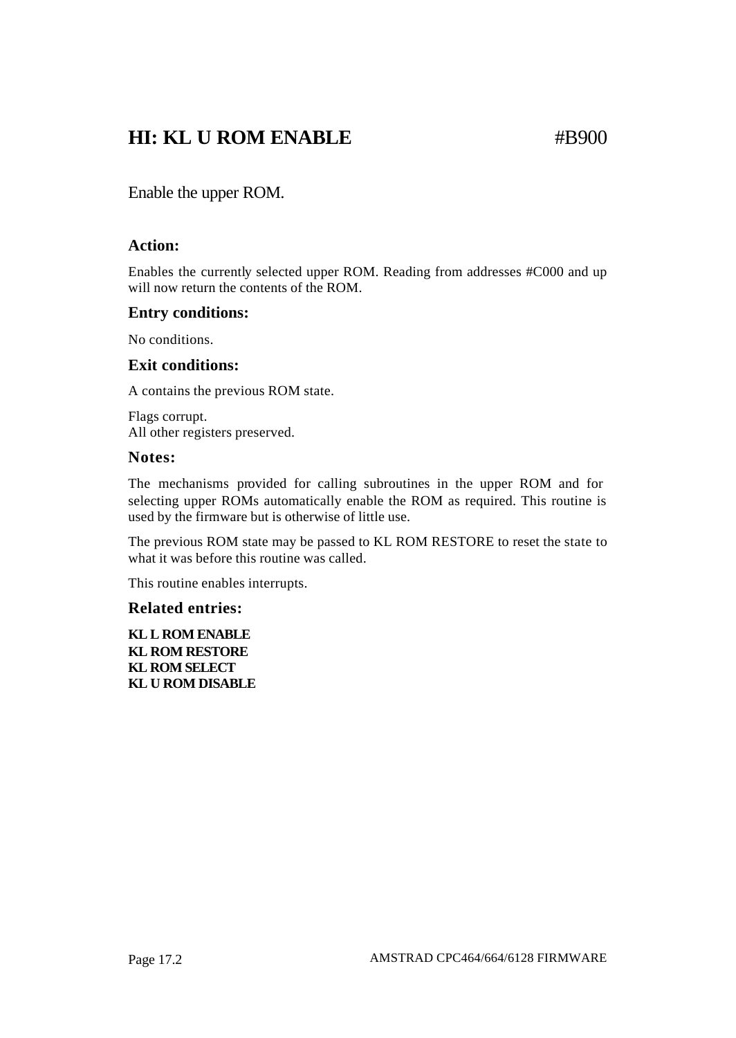# HI: KL U ROM ENABLE #B900

Enable the upper ROM.

### Action:

Enables the currently selected upper ROM. Reading from addresses #C000 and up will now return the contents of the ROM.

### Entry conditions:

No conditions.

### Exit conditions:

A contains the previous ROM state.

Flags corrupt.
All other registers preserved.

### Notes:

The mechanisms provided for calling subroutines in the upper ROM and for selecting upper ROMs automatically enable the ROM as required. This routine is used by the firmware but is otherwise of little use.

The previous ROM state may be passed to KL ROM RESTORE to reset the state to what it was before this routine was called.

This routine enables interrupts.

### Related entries:

**KL L ROM ENABLE**
**KL ROM RESTORE**
**KL ROM SELECT**
**KL U ROM DISABLE**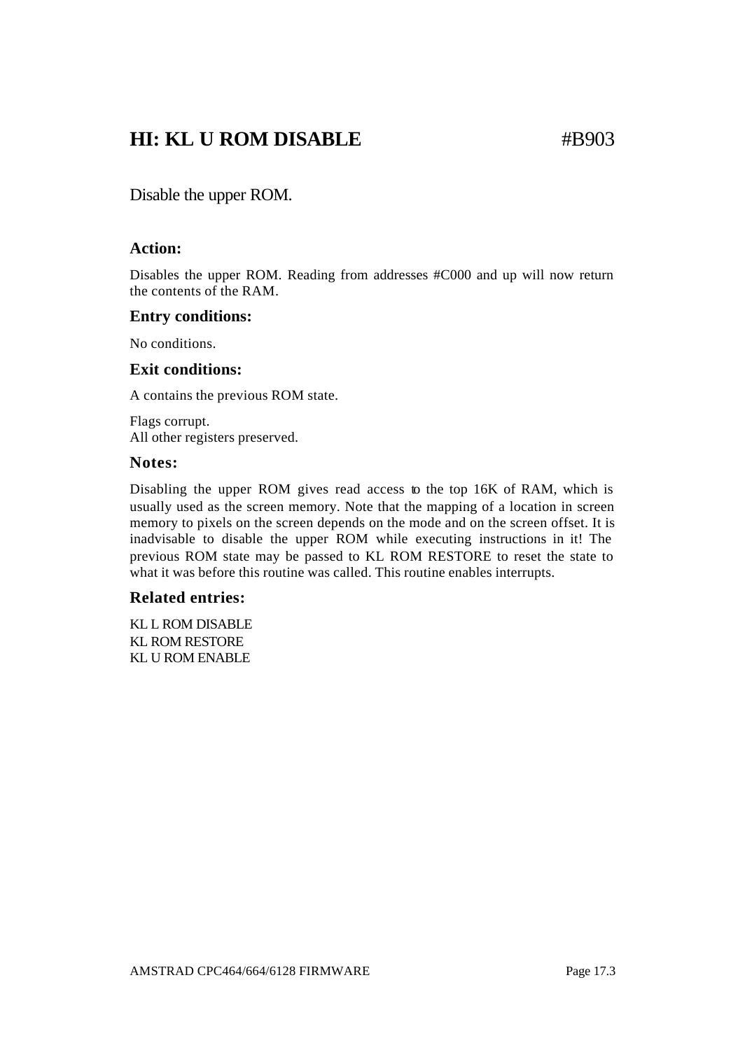# HI: KL U ROM DISABLE #B903

Disable the upper ROM.

### Action:

Disables the upper ROM. Reading from addresses #C000 and up will now return the contents of the RAM.

### Entry conditions:

No conditions.

### Exit conditions:

A contains the previous ROM state.

Flags corrupt.
All other registers preserved.

### Notes:

Disabling the upper ROM gives read access to the top 16K of RAM, which is usually used as the screen memory. Note that the mapping of a location in screen memory to pixels on the screen depends on the mode and on the screen offset. It is inadvisable to disable the upper ROM while executing instructions in it! The previous ROM state may be passed to KL ROM RESTORE to reset the state to what it was before this routine was called. This routine enables interrupts.

### Related entries:

KL L ROM DISABLE
KL ROM RESTORE
KL U ROM ENABLE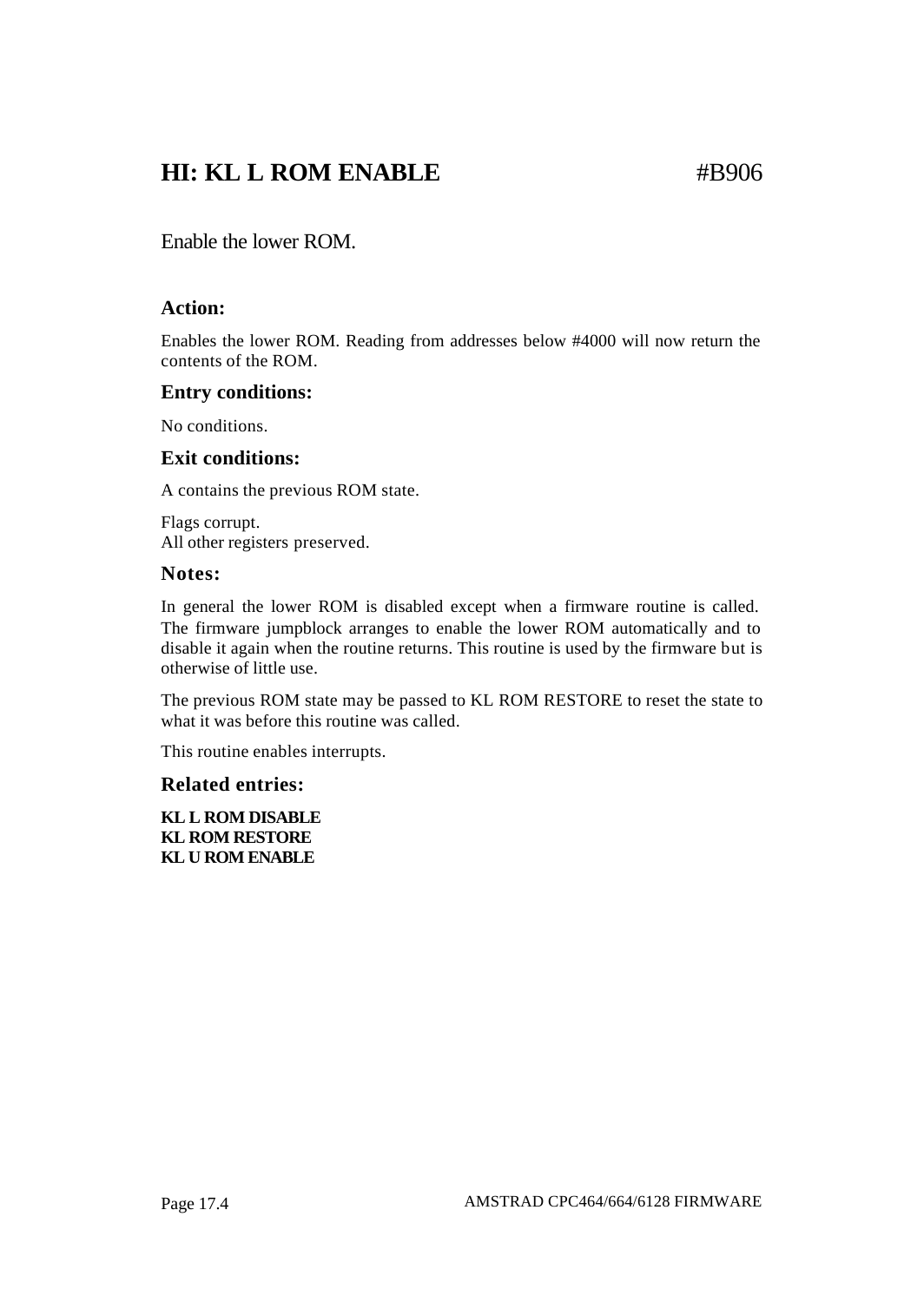# HI: KL L ROM ENABLE #B906

Enable the lower ROM.

### Action:

Enables the lower ROM. Reading from addresses below #4000 will now return the contents of the ROM.

### Entry conditions:

No conditions.

### Exit conditions:

A contains the previous ROM state.

Flags corrupt.
All other registers preserved.

### Notes:

In general the lower ROM is disabled except when a firmware routine is called. The firmware jumpblock arranges to enable the lower ROM automatically and to disable it again when the routine returns. This routine is used by the firmware but is otherwise of little use.

The previous ROM state may be passed to KL ROM RESTORE to reset the state to what it was before this routine was called.

This routine enables interrupts.

### Related entries:

**KL L ROM DISABLE**
**KL ROM RESTORE**
**KL U ROM ENABLE**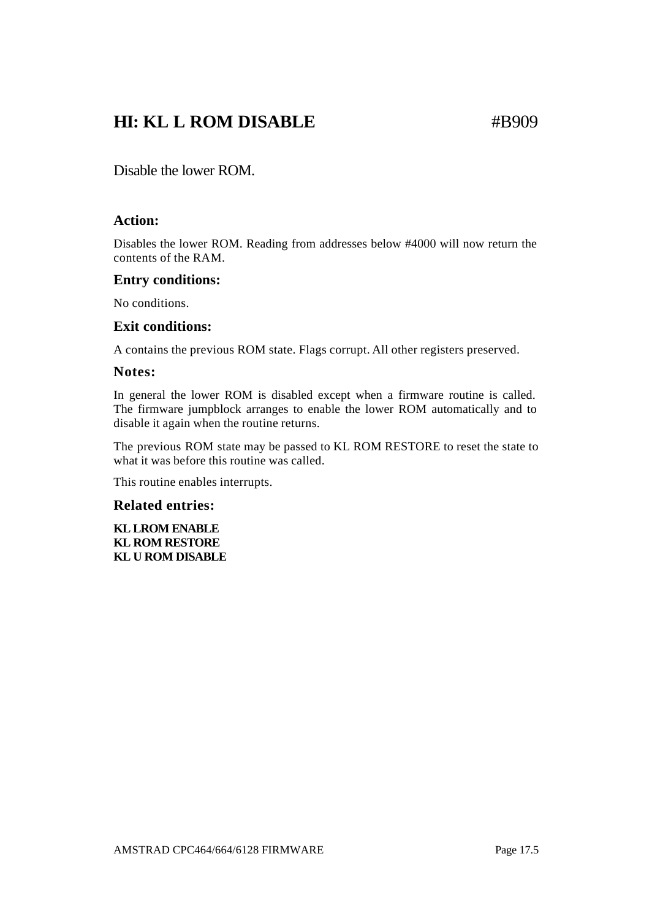# HI: KL L ROM DISABLE #B909

Disable the lower ROM.

### Action:

Disables the lower ROM. Reading from addresses below #4000 will now return the contents of the RAM.

### Entry conditions:

No conditions.

### Exit conditions:

A contains the previous ROM state. Flags corrupt. All other registers preserved.

### Notes:

In general the lower ROM is disabled except when a firmware routine is called. The firmware jumpblock arranges to enable the lower ROM automatically and to disable it again when the routine returns.

The previous ROM state may be passed to KL ROM RESTORE to reset the state to what it was before this routine was called.

This routine enables interrupts.

### Related entries:

**KL LROM ENABLE**
**KL ROM RESTORE**
**KL U ROM DISABLE**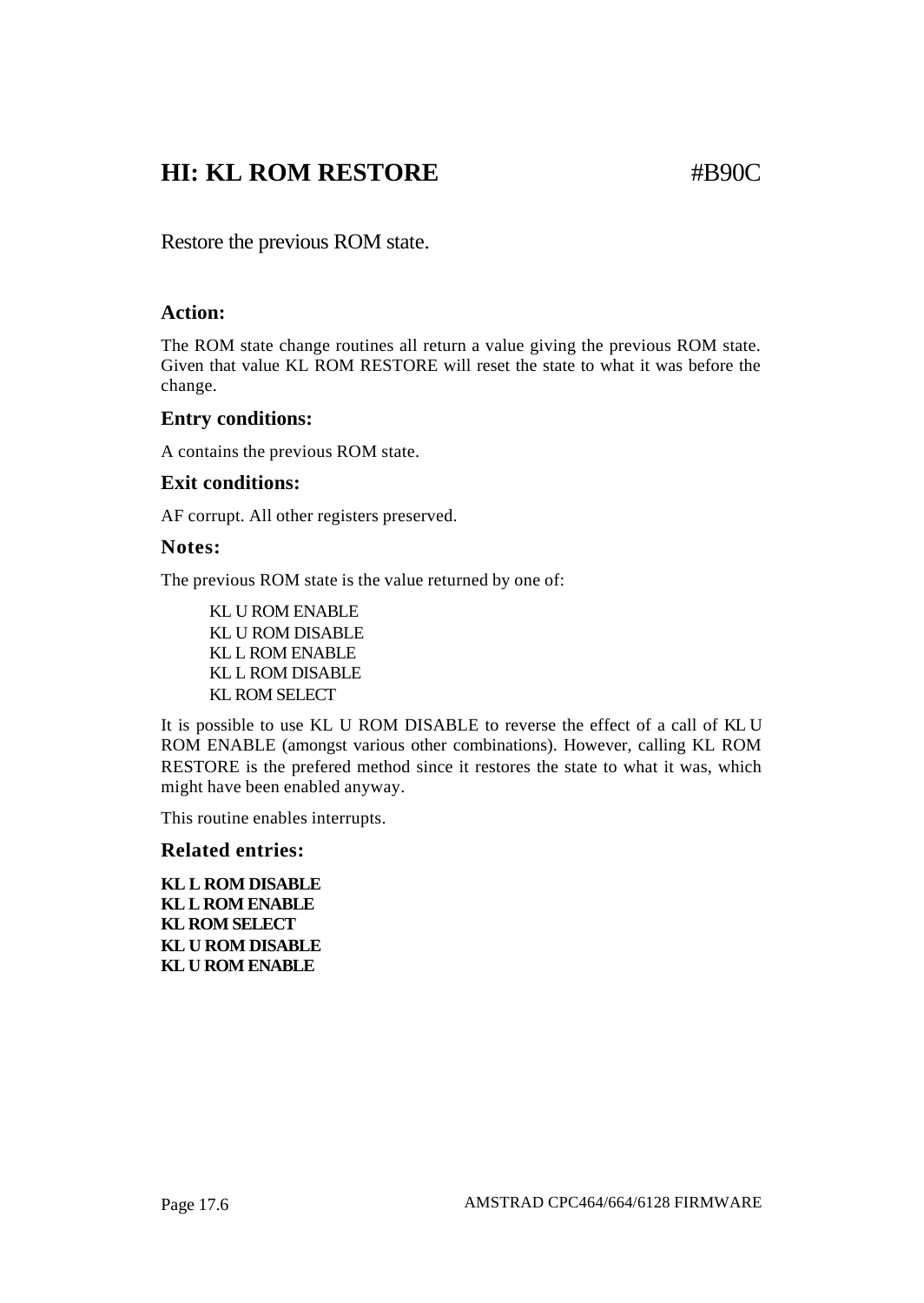# HI: KL ROM RESTORE #B90C

Restore the previous ROM state.

### Action:

The ROM state change routines all return a value giving the previous ROM state. Given that value KL ROM RESTORE will reset the state to what it was before the change.

### Entry conditions:

A contains the previous ROM state.

### Exit conditions:

AF corrupt. All other registers preserved.

### Notes:

The previous ROM state is the value returned by one of:

KL U ROM ENABLE
KL U ROM DISABLE
KL L ROM ENABLE
KL L ROM DISABLE
KL ROM SELECT

It is possible to use KL U ROM DISABLE to reverse the effect of a call of KL U ROM ENABLE (amongst various other combinations). However, calling KL ROM RESTORE is the prefered method since it restores the state to what it was, which might have been enabled anyway.

This routine enables interrupts.

### Related entries:

**KL L ROM DISABLE**
**KL L ROM ENABLE**
**KL ROM SELECT**
**KL U ROM DISABLE**
**KL U ROM ENABLE**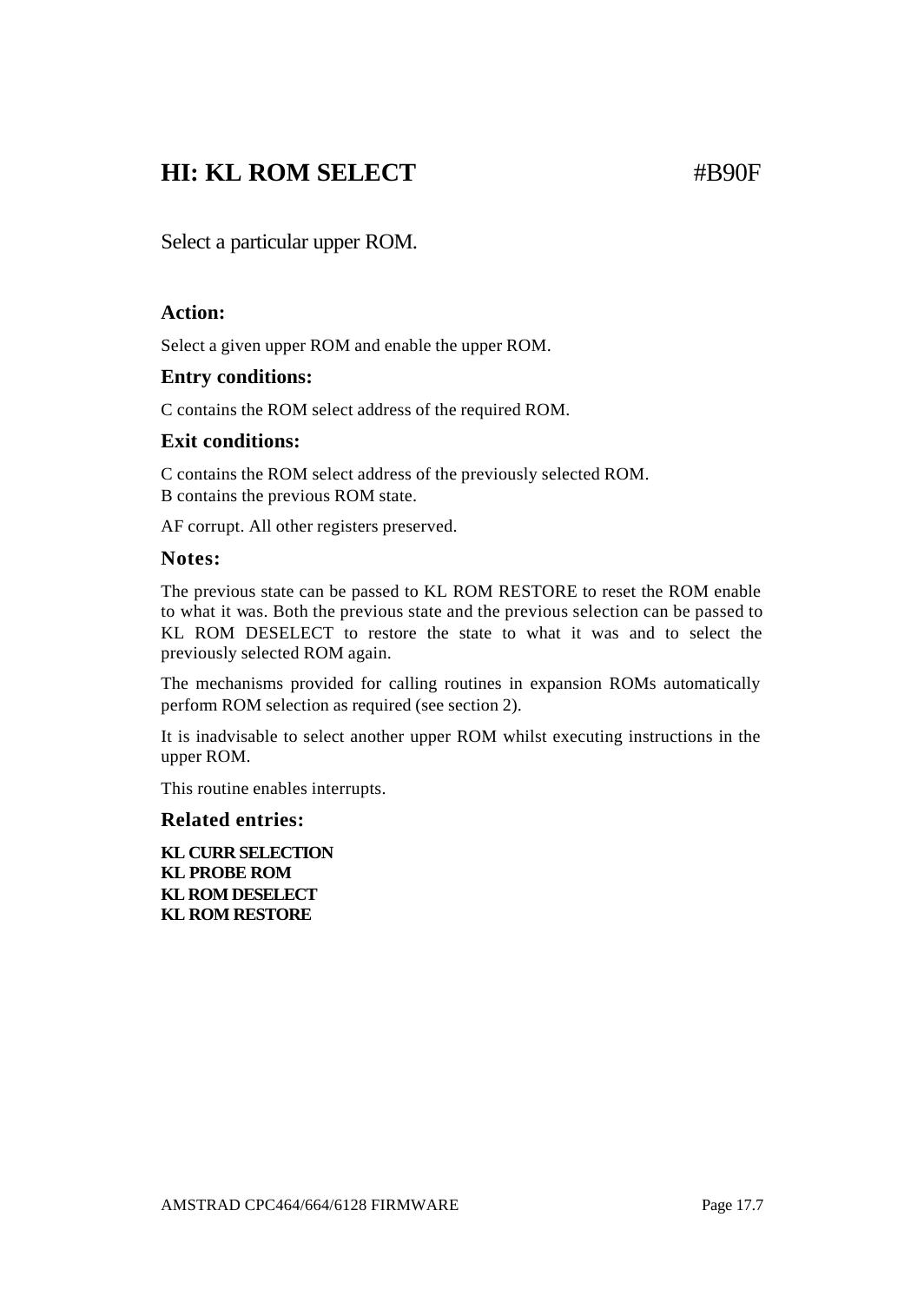# HI: KL ROM SELECT #B90F

Select a particular upper ROM.

### Action:

Select a given upper ROM and enable the upper ROM.

### Entry conditions:

C contains the ROM select address of the required ROM.

### Exit conditions:

C contains the ROM select address of the previously selected ROM.
B contains the previous ROM state.

AF corrupt. All other registers preserved.

### Notes:

The previous state can be passed to KL ROM RESTORE to reset the ROM enable to what it was. Both the previous state and the previous selection can be passed to KL ROM DESELECT to restore the state to what it was and to select the previously selected ROM again.

The mechanisms provided for calling routines in expansion ROMs automatically perform ROM selection as required (see section 2).

It is inadvisable to select another upper ROM whilst executing instructions in the upper ROM.

This routine enables interrupts.

### Related entries:

**KL CURR SELECTION**
**KL PROBE ROM**
**KL ROM DESELECT**
**KL ROM RESTORE**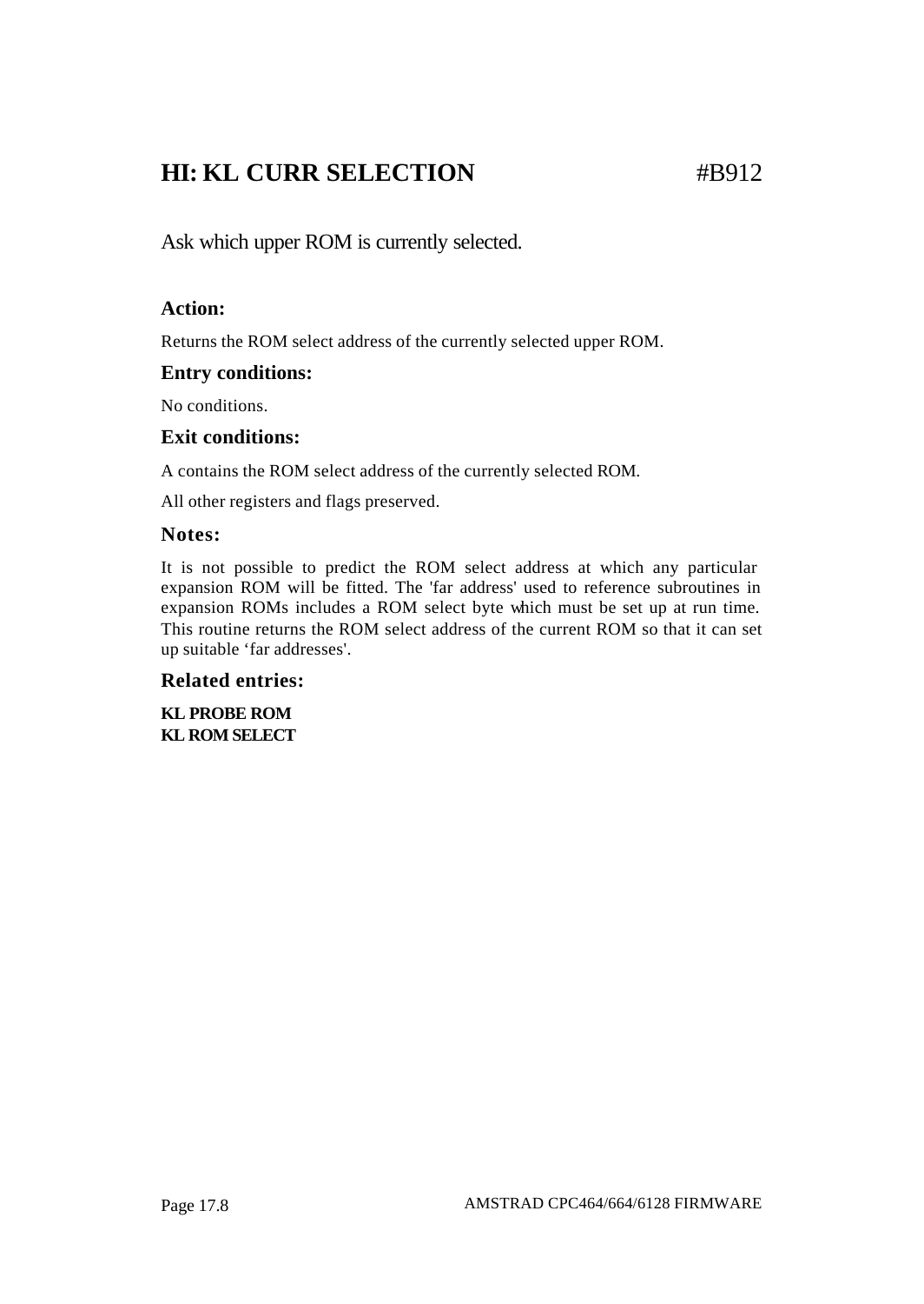# HI: KL CURR SELECTION #B912

Ask which upper ROM is currently selected.

### Action:

Returns the ROM select address of the currently selected upper ROM.

### Entry conditions:

No conditions.

### Exit conditions:

A contains the ROM select address of the currently selected ROM.

All other registers and flags preserved.

### Notes:

It is not possible to predict the ROM select address at which any particular expansion ROM will be fitted. The 'far address' used to reference subroutines in expansion ROMs includes a ROM select byte which must be set up at run time. This routine returns the ROM select address of the current ROM so that it can set up suitable ‘far addresses'.

### Related entries:

**KL PROBE ROM**
**KL ROM SELECT**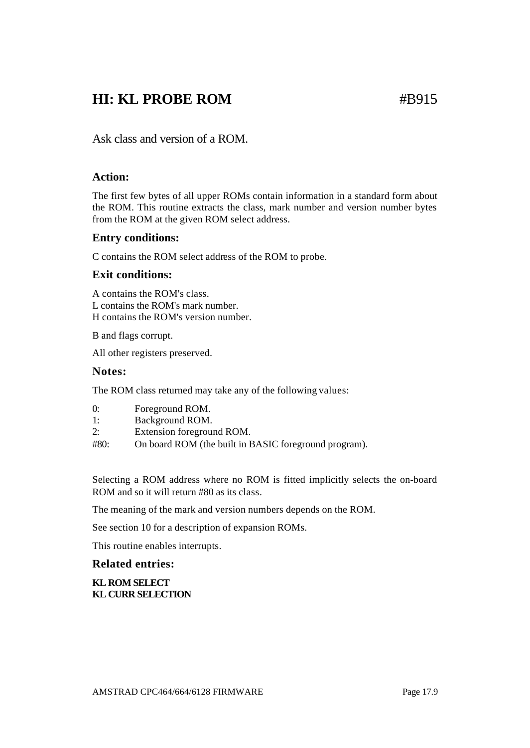# HI: KL PROBE ROM #B915

Ask class and version of a ROM.

### Action:

The first few bytes of all upper ROMs contain information in a standard form about the ROM. This routine extracts the class, mark number and version number bytes from the ROM at the given ROM select address.

### Entry conditions:

C contains the ROM select address of the ROM to probe.

### Exit conditions:

A contains the ROM's class.
L contains the ROM's mark number.
H contains the ROM's version number.

B and flags corrupt.

All other registers preserved.

### Notes:

The ROM class returned may take any of the following values:

| | |
|---|---|
| 0: | Foreground ROM. |
| 1: | Background ROM. |
| 2: | Extension foreground ROM. |
| #80: | On board ROM (the built in BASIC foreground program). |

Selecting a ROM address where no ROM is fitted implicitly selects the on-board ROM and so it will return #80 as its class.

The meaning of the mark and version numbers depends on the ROM.

See section 10 for a description of expansion ROMs.

This routine enables interrupts.

### Related entries:

**KL ROM SELECT**
**KL CURR SELECTION**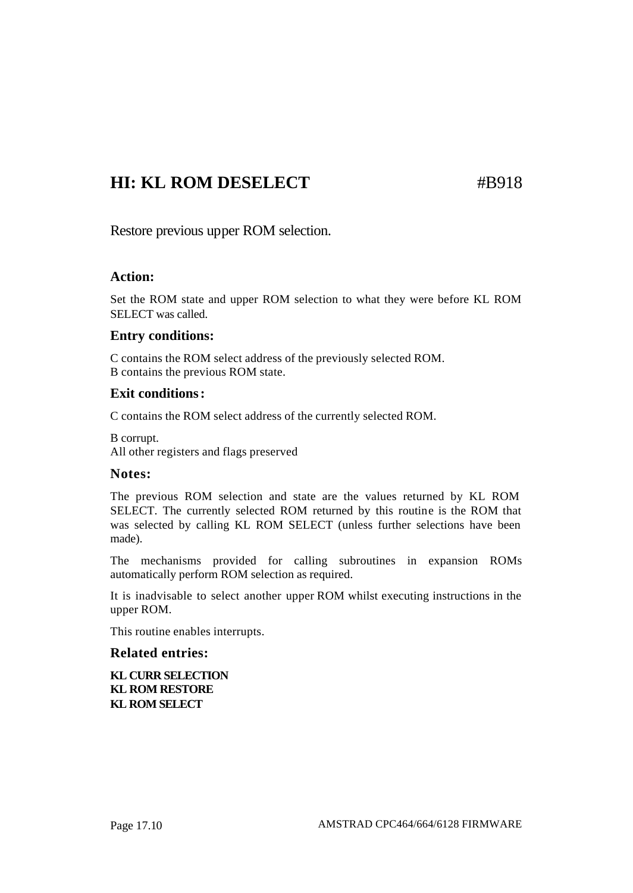## HI: KL ROM DESELECT #B918

Restore previous upper ROM selection.

### Action:

Set the ROM state and upper ROM selection to what they were before KL ROM SELECT was called.

### Entry conditions:

C contains the ROM select address of the previously selected ROM.
B contains the previous ROM state.

### Exit conditions:

C contains the ROM select address of the currently selected ROM.

B corrupt.
All other registers and flags preserved

### Notes:

The previous ROM selection and state are the values returned by KL ROM SELECT. The currently selected ROM returned by this routine is the ROM that was selected by calling KL ROM SELECT (unless further selections have been made).

The mechanisms provided for calling subroutines in expansion ROMs automatically perform ROM selection as required.

It is inadvisable to select another upper ROM whilst executing instructions in the upper ROM.

This routine enables interrupts.

### Related entries:

**KL CURR SELECTION**
**KL ROM RESTORE**
**KL ROM SELECT**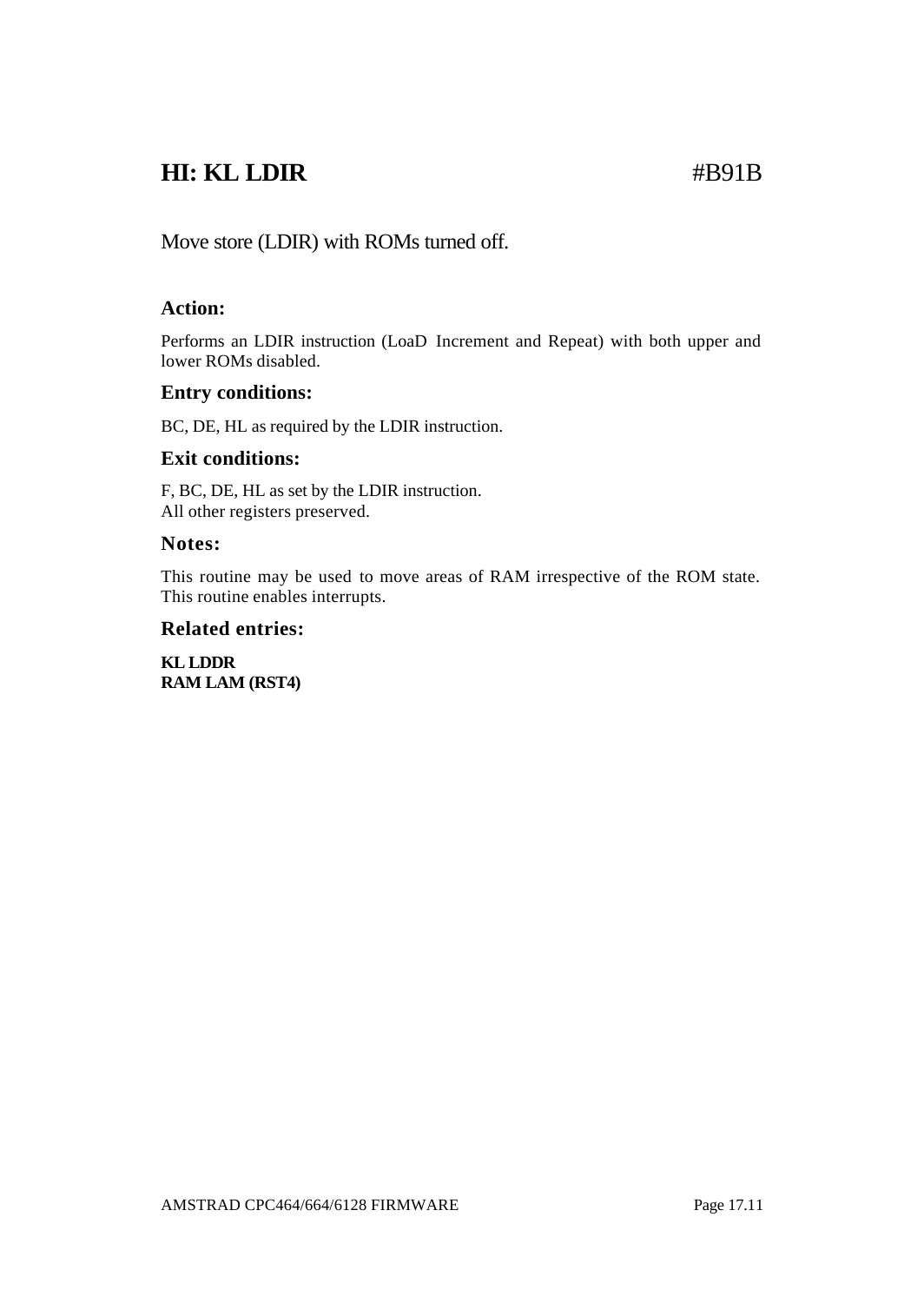# HI: KL LDIR #B91B

Move store (LDIR) with ROMs turned off.

### Action:

Performs an LDIR instruction (LoaD Increment and Repeat) with both upper and lower ROMs disabled.

### Entry conditions:

BC, DE, HL as required by the LDIR instruction.

### Exit conditions:

F, BC, DE, HL as set by the LDIR instruction.
All other registers preserved.

### Notes:

This routine may be used to move areas of RAM irrespective of the ROM state.
This routine enables interrupts.

### Related entries:

**KL LDDR**
**RAM LAM (RST4)**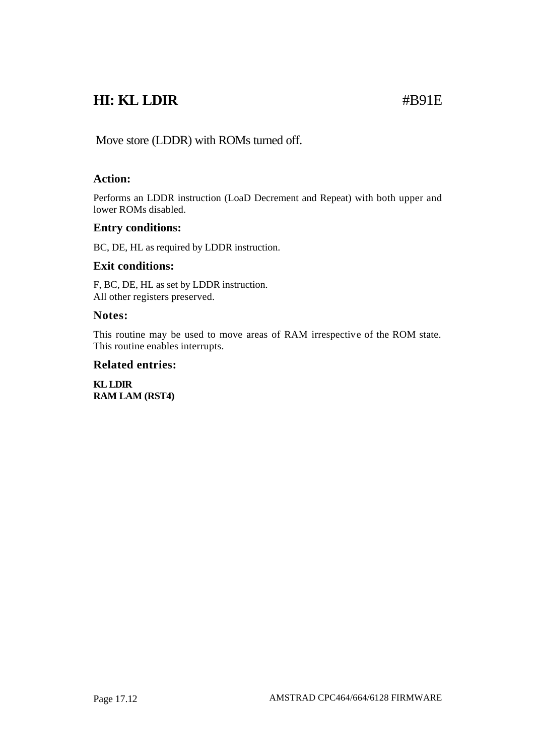# HI: KL LDIR #B91E

Move store (LDDR) with ROMs turned off.

### Action:

Performs an LDDR instruction (LoaD Decrement and Repeat) with both upper and lower ROMs disabled.

### Entry conditions:

BC, DE, HL as required by LDDR instruction.

### Exit conditions:

F, BC, DE, HL as set by LDDR instruction.
All other registers preserved.

### Notes:

This routine may be used to move areas of RAM irrespective of the ROM state. This routine enables interrupts.

### Related entries:

**KL LDIR**
**RAM LAM (RST4)**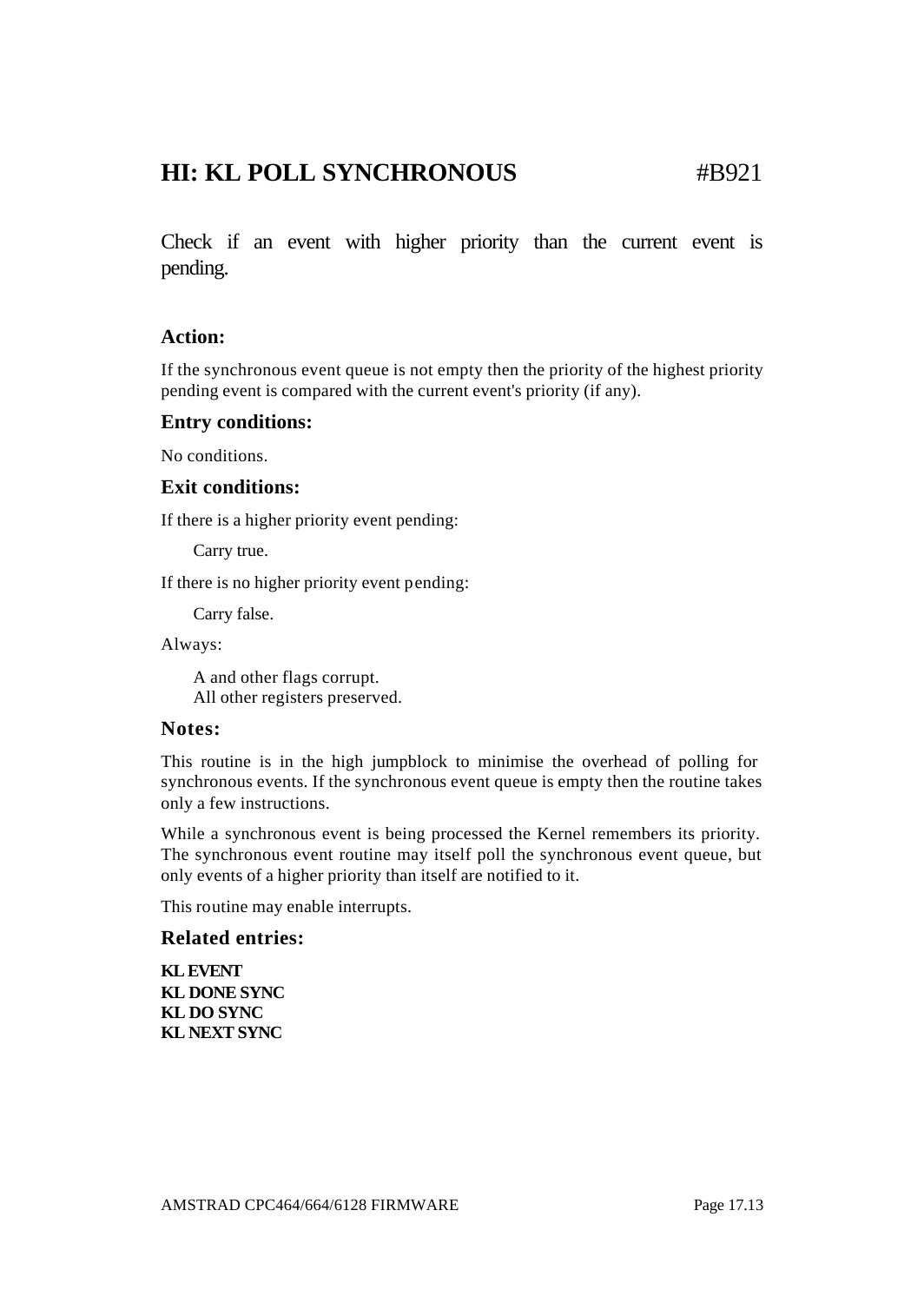# HI: KL POLL SYNCHRONOUS #B921

Check if an event with higher priority than the current event is pending.

### Action:

If the synchronous event queue is not empty then the priority of the highest priority pending event is compared with the current event's priority (if any).

### Entry conditions:

No conditions.

### Exit conditions:

If there is a higher priority event pending:

> Carry true.

If there is no higher priority event pending:

> Carry false.

Always:

> A and other flags corrupt.
> All other registers preserved.

### Notes:

This routine is in the high jumpblock to minimise the overhead of polling for synchronous events. If the synchronous event queue is empty then the routine takes only a few instructions.

While a synchronous event is being processed the Kernel remembers its priority. The synchronous event routine may itself poll the synchronous event queue, but only events of a higher priority than itself are notified to it.

This routine may enable interrupts.

### Related entries:

**KL EVENT**
**KL DONE SYNC**
**KL DO SYNC**
**KL NEXT SYNC**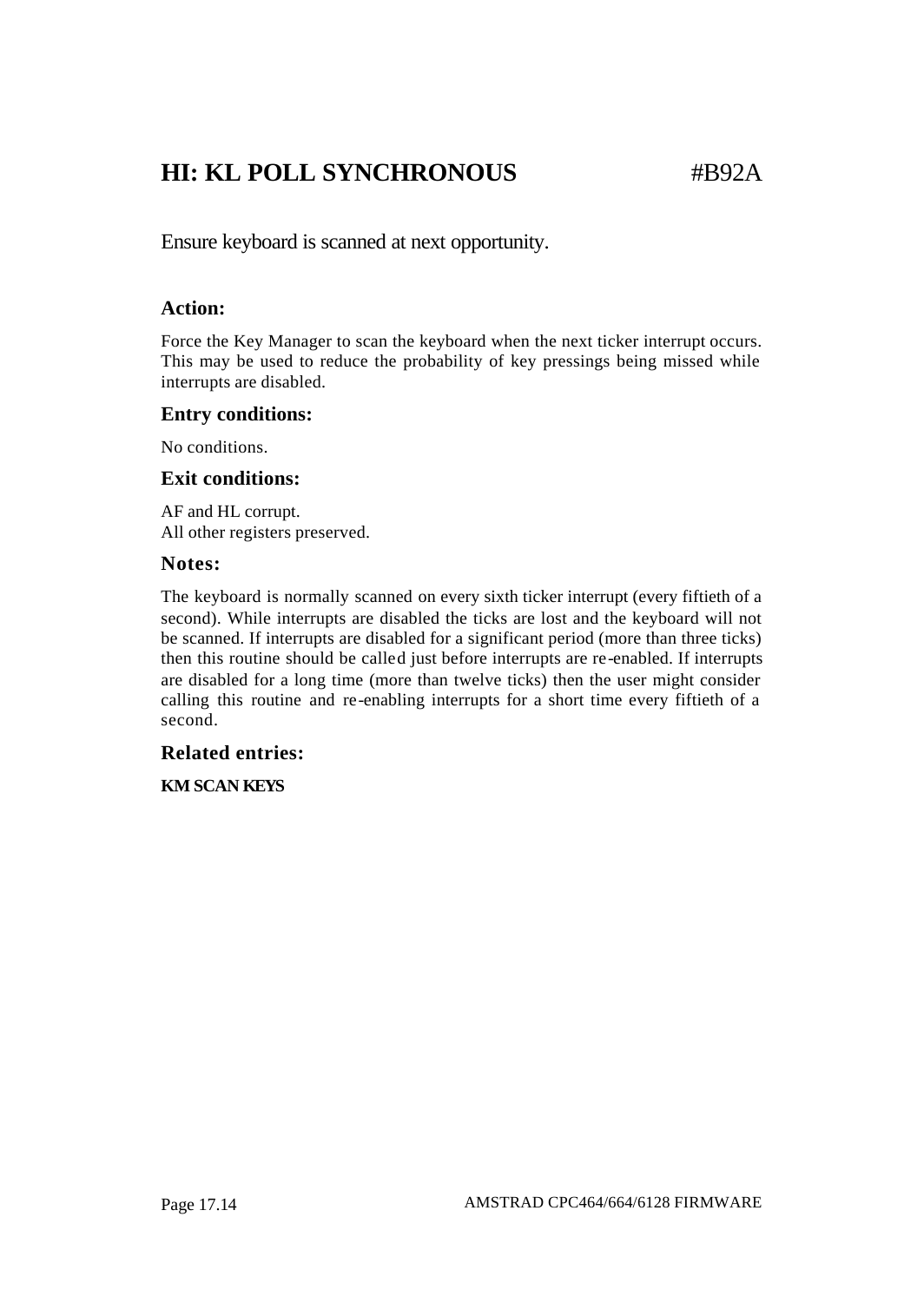# HI: KL POLL SYNCHRONOUS #B92A

Ensure keyboard is scanned at next opportunity.

### Action:

Force the Key Manager to scan the keyboard when the next ticker interrupt occurs. This may be used to reduce the probability of key pressings being missed while interrupts are disabled.

### Entry conditions:

No conditions.

### Exit conditions:

AF and HL corrupt.
All other registers preserved.

### Notes:

The keyboard is normally scanned on every sixth ticker interrupt (every fiftieth of a second). While interrupts are disabled the ticks are lost and the keyboard will not be scanned. If interrupts are disabled for a significant period (more than three ticks) then this routine should be called just before interrupts are re-enabled. If interrupts are disabled for a long time (more than twelve ticks) then the user might consider calling this routine and re-enabling interrupts for a short time every fiftieth of a second.

### Related entries:

**KM SCAN KEYS**